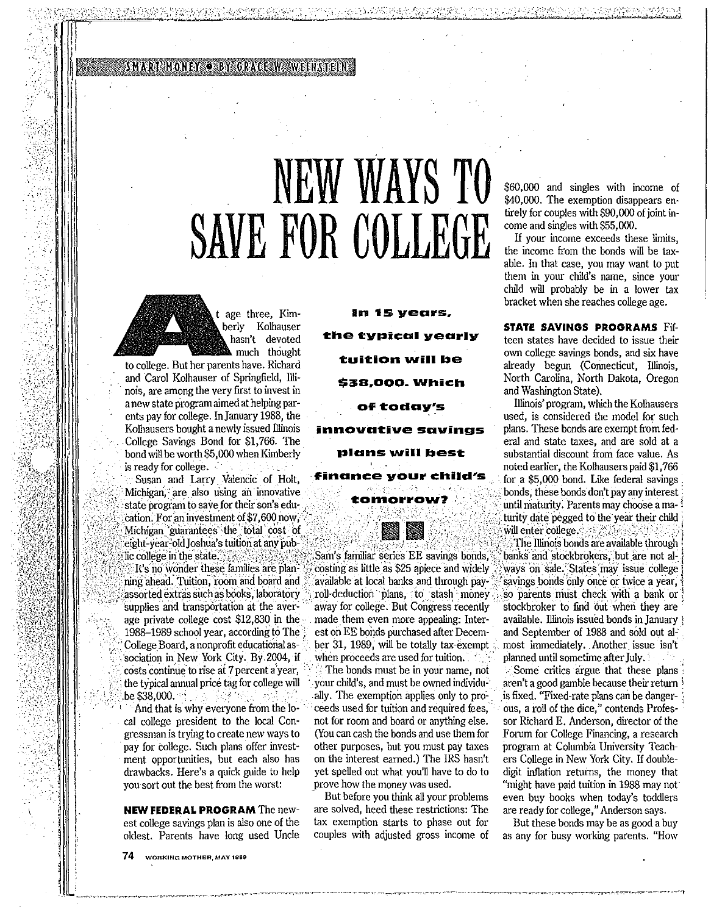SMART MONEY • BY GRACE W. WEINSTEIN

# NEW WAYS TO SAVE FOR COLLEGE

**In 15 years, the typical yearly tuition will be $38,000. Which of today's innovative savings plans will best finance your child's tomorrow?**

At age three, Kimberly Kolhauser hasn't devoted much thought to college. But her parents have. Richard and Carol Kolhauser of Springfield, Illinois, are among the very first to invest in a new state program aimed at helping parents pay for college. In January 1988, the Kolhausers bought a newly issued Illinois College Savings Bond for $1,766. The bond will be worth $5,000 when Kimberly is ready for college.

Susan and Larry Valencic of Holt, Michigan, are also using an innovative state program to save for their son's education. For an investment of $7,600 now, Michigan guarantees the total cost of eight-year-old Joshua's tuition at any public college in the state.

It's no wonder these families are planning ahead. Tuition, room and board and assorted extras such as books, laboratory supplies and transportation at the average private college cost $12,830 in the 1988–1989 school year, according to The College Board, a nonprofit educational association in New York City. By 2004, if costs continue to rise at 7 percent a year, the typical annual price tag for college will be $38,000.

And that is why everyone from the local college president to the local Congressman is trying to create new ways to pay for college. Such plans offer investment opportunities, but each also has drawbacks. Here's a quick guide to help you sort out the best from the worst:

**NEW FEDERAL PROGRAM** The newest college savings plan is also one of the oldest. Parents have long used Uncle Sam's familiar series EE savings bonds, costing as little as $25 apiece and widely available at local banks and through payroll-deduction plans, to stash money away for college. But Congress recently made them even more appealing: Interest on EE bonds purchased after December 31, 1989, will be totally tax-exempt when proceeds are used for tuition.

The bonds must be in your name, not your child's, and must be owned individually. The exemption applies only to proceeds used for tuition and required fees, not for room and board or anything else. (You can cash the bonds and use them for other purposes, but you must pay taxes on the interest earned.) The IRS hasn't yet spelled out what you'll have to do to prove how the money was used.

But before you think all your problems are solved, heed these restrictions: The tax exemption starts to phase out for couples with adjusted gross income of $60,000 and singles with income of $40,000. The exemption disappears entirely for couples with $90,000 of joint income and singles with $55,000.

If your income exceeds these limits, the income from the bonds will be taxable. In that case, you may want to put them in your child's name, since your child will probably be in a lower tax bracket when she reaches college age.

**STATE SAVINGS PROGRAMS** Fifteen states have decided to issue their own college savings bonds, and six have already begun (Connecticut, Illinois, North Carolina, North Dakota, Oregon and Washington State).

Illinois' program, which the Kolhausers used, is considered the model for such plans. These bonds are exempt from federal and state taxes, and are sold at a substantial discount from face value. As noted earlier, the Kolhausers paid $1,766 for a $5,000 bond. Like federal savings bonds, these bonds don't pay any interest until maturity. Parents may choose a maturity date pegged to the year their child will enter college.

The Illinois bonds are available through banks and stockbrokers, but are not always on sale. States may issue college savings bonds only once or twice a year, so parents must check with a bank or stockbroker to find out when they are available. Illinois issued bonds in January and September of 1988 and sold out almost immediately. Another issue isn't planned until sometime after July.

Some critics argue that these plans aren't a good gamble because their return is fixed. "Fixed-rate plans can be dangerous, a roll of the dice," contends Professor Richard E. Anderson, director of the Forum for College Financing, a research program at Columbia University Teachers College in New York City. If double-digit inflation returns, the money that "might have paid tuition in 1988 may not even buy books when today's toddlers are ready for college," Anderson says.

But these bonds may be as good a buy as any for busy working parents. "How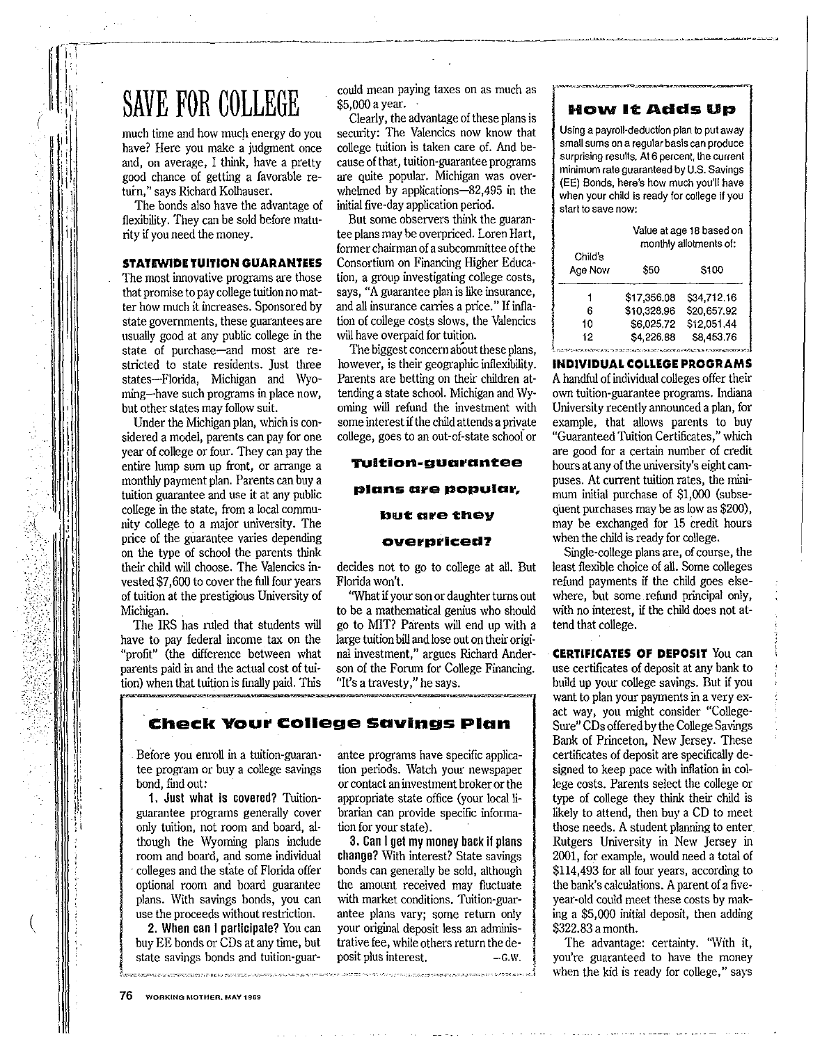# SAVE FOR COLLEGE

much time and how much energy do you have? Here you make a judgment once and, on average, I think, have a pretty good chance of getting a favorable return," says Richard Kolhauser.

The bonds also have the advantage of flexibility. They can be sold before maturity if you need the money.

**STATEWIDE TUITION GUARANTEES** The most innovative programs are those that promise to pay college tuition no matter how much it increases. Sponsored by state governments, these guarantees are usually good at any public college in the state of purchase—and most are restricted to state residents. Just three states—Florida, Michigan and Wyoming—have such programs in place now, but other states may follow suit.

Under the Michigan plan, which is considered a model, parents can pay for one year of college or four. They can pay the entire lump sum up front, or arrange a monthly payment plan. Parents can buy a tuition guarantee and use it at any public college in the state, from a local community college to a major university. The price of the guarantee varies depending on the type of school the parents think their child will choose. The Valencics invested $7,600 to cover the full four years of tuition at the prestigious University of Michigan.

The IRS has ruled that students will have to pay federal income tax on the "profit" (the difference between what parents paid in and the actual cost of tuition) when that tuition is finally paid. This could mean paying taxes on as much as $5,000 a year.

Clearly, the advantage of these plans is security: The Valencics now know that college tuition is taken care of. And because of that, tuition-guarantee programs are quite popular. Michigan was overwhelmed by applications—82,495 in the initial five-day application period.

But some observers think the guarantee plans may be overpriced. Loren Hart, former chairman of a subcommittee of the Consortium on Financing Higher Education, a group investigating college costs, says, "A guarantee plan is like insurance, and all insurance carries a price." If inflation of college costs slows, the Valencics will have overpaid for tuition.

The biggest concern about these plans, however, is their geographic inflexibility. Parents are betting on their children attending a state school. Michigan and Wyoming will refund the investment with some interest if the child attends a private college, goes to an out-of-state school or decides not to go to college at all. But Florida won't.

**Tuition-guarantee plans are popular, but are they overpriced?**

"What if your son or daughter turns out to be a mathematical genius who should go to MIT? Parents will end up with a large tuition bill and lose out on their original investment," argues Richard Anderson of the Forum for College Financing. "It's a travesty," he says.

## How It Adds Up

Using a payroll-deduction plan to put away small sums on a regular basis can produce surprising results. At 6 percent, the current minimum rate guaranteed by U.S. Savings (EE) Bonds, here's how much you'll have when your child is ready for college if you start to save now:

| Child's Age Now | Value at age 18 based on monthly allotments of: $50 | $100 |
|---|---|---|
| 1 | $17,356.08 | $34,712.16 |
| 6 | $10,328.96 | $20,657.92 |
| 10 | $6,025.72 | $12,051.44 |
| 12 | $4,226.88 | $8,453.76 |

**INDIVIDUAL COLLEGE PROGRAMS** A handful of individual colleges offer their own tuition-guarantee programs. Indiana University recently announced a plan, for example, that allows parents to buy "Guaranteed Tuition Certificates," which are good for a certain number of credit hours at any of the university's eight campuses. At current tuition rates, the minimum initial purchase of $1,000 (subsequent purchases may be as low as $200), may be exchanged for 15 credit hours when the child is ready for college.

Single-college plans are, of course, the least flexible choice of all. Some colleges refund payments if the child goes elsewhere, but some refund principal only, with no interest, if the child does not attend that college.

**CERTIFICATES OF DEPOSIT** You can use certificates of deposit at any bank to build up your college savings. But if you want to plan your payments in a very exact way, you might consider "College-Sure" CDs offered by the College Savings Bank of Princeton, New Jersey. These certificates of deposit are specifically designed to keep pace with inflation in college costs. Parents select the college or type of college they think their child is likely to attend, then buy a CD to meet those needs. A student planning to enter Rutgers University in New Jersey in 2001, for example, would need a total of $114,493 for all four years, according to the bank's calculations. A parent of a five-year-old could meet these costs by making a $5,000 initial deposit, then adding $322.83 a month.

The advantage: certainty. "With it, you're guaranteed to have the money when the kid is ready for college," says

## Check Your College Savings Plan

Before you enroll in a tuition-guarantee program or buy a college savings bond, find out:

**1. Just what is covered?** Tuition-guarantee programs generally cover only tuition, not room and board, although the Wyoming plans include room and board, and some individual colleges and the state of Florida offer optional room and board guarantee plans. With savings bonds, you can use the proceeds without restriction.

**2. When can I participate?** You can buy EE bonds or CDs at any time, but state savings bonds and tuition-guarantee programs have specific application periods. Watch your newspaper or contact an investment broker or the appropriate state office (your local librarian can provide specific information for your state).

**3. Can I get my money back if plans change?** With interest? State savings bonds can generally be sold, although the amount received may fluctuate with market conditions. Tuition-guarantee plans vary; some return only your original deposit less an administrative fee, while others return the deposit plus interest. —G.W.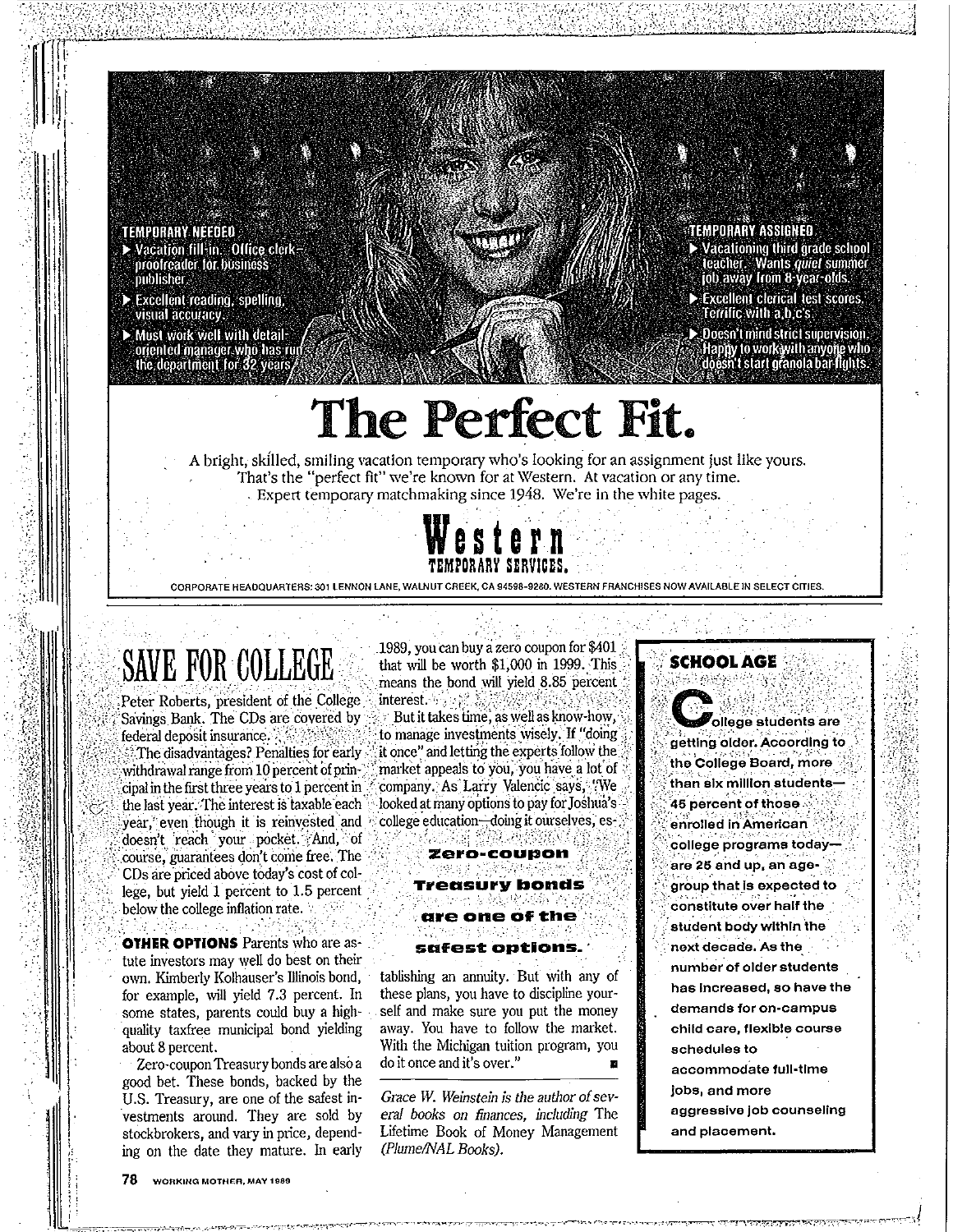TEMPORARY NEEDED

- Vacation fill-in. Office clerk–proofreader for business publisher
- Excellent reading, spelling, visual accuracy.
- Must work well with detail-oriented manager who has run the department for 32 years.

TEMPORARY ASSIGNED

- Vacationing third grade school teacher. Wants *quiet* summer job away from 8-year-olds.
- Excellent clerical test scores. Terrific with a,b,c's.
- Doesn't mind strict supervision. Happy to work with anyone who doesn't start granola bar fights.

# The Perfect Fit.

A bright, skilled, smiling vacation temporary who's looking for an assignment just like yours. That's the "perfect fit" we're known for at Western. At vacation or any time. Expert temporary matchmaking since 1948. We're in the white pages.

**Western**
TEMPORARY SERVICES.

CORPORATE HEADQUARTERS: 301 LENNON LANE, WALNUT CREEK, CA 94598-9280. WESTERN FRANCHISES NOW AVAILABLE IN SELECT CITIES.

# SAVE FOR COLLEGE

Peter Roberts, president of the College Savings Bank. The CDs are covered by federal deposit insurance.

The disadvantages? Penalties for early withdrawal range from 10 percent of principal in the first three years to 1 percent in the last year. The interest is taxable each year, even though it is reinvested and doesn't reach your pocket. And, of course, guarantees don't come free. The CDs are priced above today's cost of college, but yield 1 percent to 1.5 percent below the college inflation rate.

**OTHER OPTIONS** Parents who are astute investors may well do best on their own. Kimberly Kolhauser's Illinois bond, for example, will yield 7.3 percent. In some states, parents could buy a high-quality taxfree municipal bond yielding about 8 percent.

Zero-coupon Treasury bonds are also a good bet. These bonds, backed by the U.S. Treasury, are one of the safest investments around. They are sold by stockbrokers, and vary in price, depending on the date they mature. In early 1989, you can buy a zero coupon for $401 that will be worth $1,000 in 1999. This means the bond will yield 8.85 percent interest.

But it takes time, as well as know-how, to manage investments wisely. If "doing it once" and letting the experts follow the market appeals to you, you have a lot of company. As Larry Valencic says, "We looked at many options to pay for Joshua's college education—doing it ourselves, establishing an annuity. But with any of these plans, you have to discipline yourself and make sure you put the money away. You have to follow the market. With the Michigan tuition program, you do it once and it's over."

**Zero-coupon Treasury bonds are one of the safest options.**

*Grace W. Weinstein is the author of several books on finances, including* The Lifetime Book of Money Management *(Plume/NAL Books).*

## SCHOOL AGE

College students are getting older. According to the College Board, more than six million students—45 percent of those enrolled in American college programs today—are 25 and up, an age-group that is expected to constitute over half the student body within the next decade. As the number of older students has increased, so have the demands for on-campus child care, flexible course schedules to accommodate full-time jobs, and more aggressive job counseling and placement.